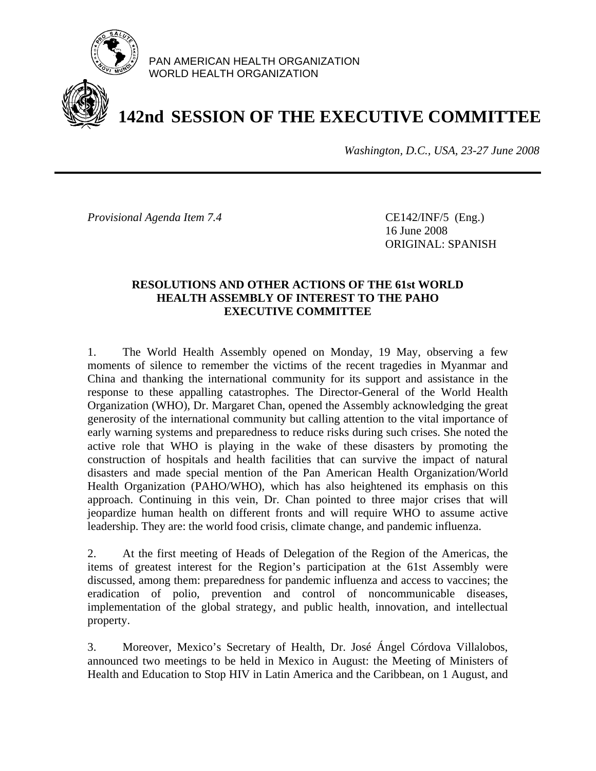PAN AMERICAN HEALTH ORGANIZATION
WORLD HEALTH ORGANIZATION

# 142nd SESSION OF THE EXECUTIVE COMMITTEE

*Washington, D.C., USA, 23-27 June 2008*

---

*Provisional Agenda Item 7.4*

CE142/INF/5 (Eng.)
16 June 2008
ORIGINAL: SPANISH

**RESOLUTIONS AND OTHER ACTIONS OF THE 61st WORLD HEALTH ASSEMBLY OF INTEREST TO THE PAHO EXECUTIVE COMMITTEE**

1. The World Health Assembly opened on Monday, 19 May, observing a few moments of silence to remember the victims of the recent tragedies in Myanmar and China and thanking the international community for its support and assistance in the response to these appalling catastrophes. The Director-General of the World Health Organization (WHO), Dr. Margaret Chan, opened the Assembly acknowledging the great generosity of the international community but calling attention to the vital importance of early warning systems and preparedness to reduce risks during such crises. She noted the active role that WHO is playing in the wake of these disasters by promoting the construction of hospitals and health facilities that can survive the impact of natural disasters and made special mention of the Pan American Health Organization/World Health Organization (PAHO/WHO), which has also heightened its emphasis on this approach. Continuing in this vein, Dr. Chan pointed to three major crises that will jeopardize human health on different fronts and will require WHO to assume active leadership. They are: the world food crisis, climate change, and pandemic influenza.

2. At the first meeting of Heads of Delegation of the Region of the Americas, the items of greatest interest for the Region's participation at the 61st Assembly were discussed, among them: preparedness for pandemic influenza and access to vaccines; the eradication of polio, prevention and control of noncommunicable diseases, implementation of the global strategy, and public health, innovation, and intellectual property.

3. Moreover, Mexico's Secretary of Health, Dr. José Ángel Córdova Villalobos, announced two meetings to be held in Mexico in August: the Meeting of Ministers of Health and Education to Stop HIV in Latin America and the Caribbean, on 1 August, and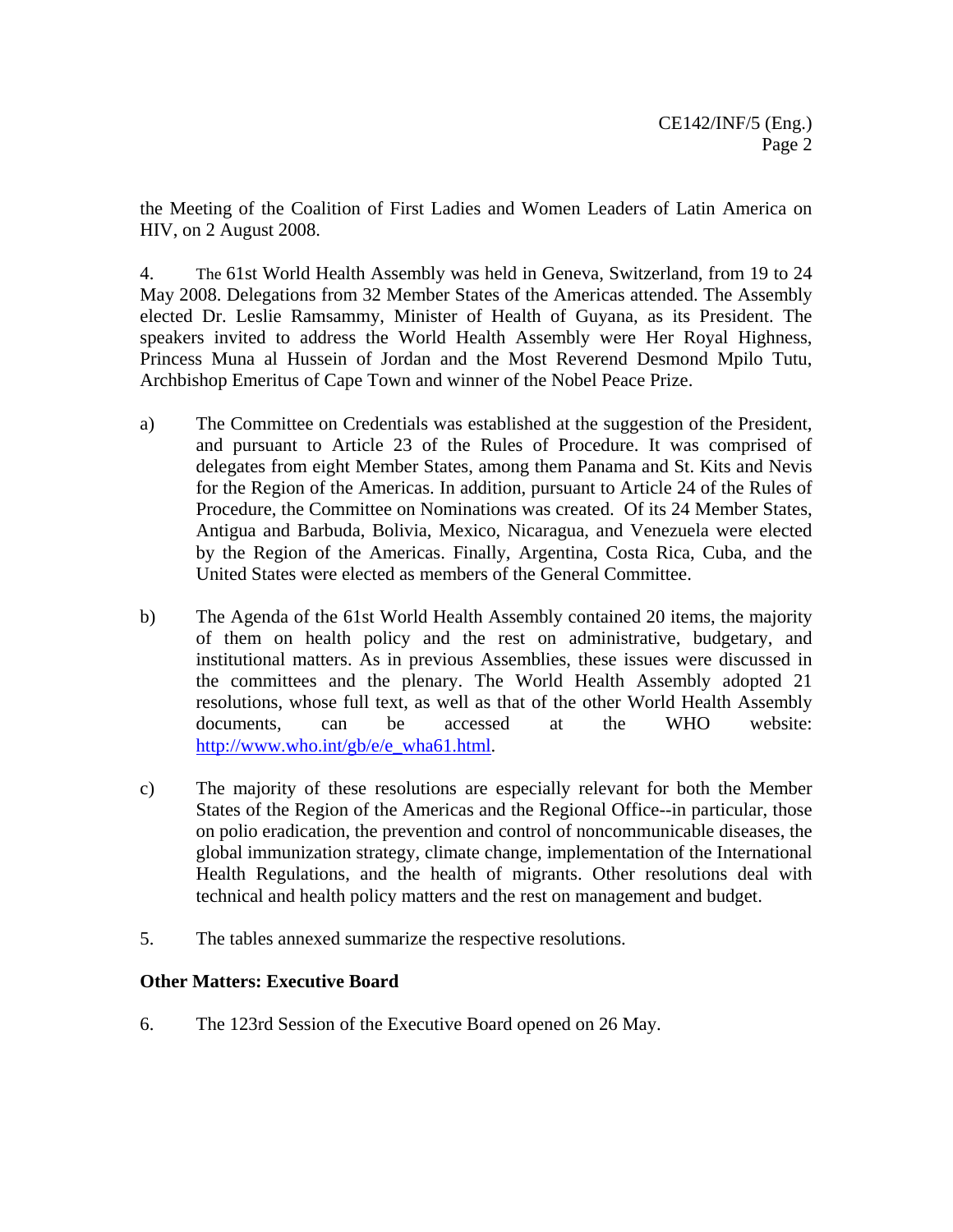the Meeting of the Coalition of First Ladies and Women Leaders of Latin America on HIV, on 2 August 2008.

4. The 61st World Health Assembly was held in Geneva, Switzerland, from 19 to 24 May 2008. Delegations from 32 Member States of the Americas attended. The Assembly elected Dr. Leslie Ramsammy, Minister of Health of Guyana, as its President. The speakers invited to address the World Health Assembly were Her Royal Highness, Princess Muna al Hussein of Jordan and the Most Reverend Desmond Mpilo Tutu, Archbishop Emeritus of Cape Town and winner of the Nobel Peace Prize.

a) The Committee on Credentials was established at the suggestion of the President, and pursuant to Article 23 of the Rules of Procedure. It was comprised of delegates from eight Member States, among them Panama and St. Kits and Nevis for the Region of the Americas. In addition, pursuant to Article 24 of the Rules of Procedure, the Committee on Nominations was created. Of its 24 Member States, Antigua and Barbuda, Bolivia, Mexico, Nicaragua, and Venezuela were elected by the Region of the Americas. Finally, Argentina, Costa Rica, Cuba, and the United States were elected as members of the General Committee.

b) The Agenda of the 61st World Health Assembly contained 20 items, the majority of them on health policy and the rest on administrative, budgetary, and institutional matters. As in previous Assemblies, these issues were discussed in the committees and the plenary. The World Health Assembly adopted 21 resolutions, whose full text, as well as that of the other World Health Assembly documents, can be accessed at the WHO website: http://www.who.int/gb/e/e_wha61.html.

c) The majority of these resolutions are especially relevant for both the Member States of the Region of the Americas and the Regional Office--in particular, those on polio eradication, the prevention and control of noncommunicable diseases, the global immunization strategy, climate change, implementation of the International Health Regulations, and the health of migrants. Other resolutions deal with technical and health policy matters and the rest on management and budget.

5. The tables annexed summarize the respective resolutions.

**Other Matters: Executive Board**

6. The 123rd Session of the Executive Board opened on 26 May.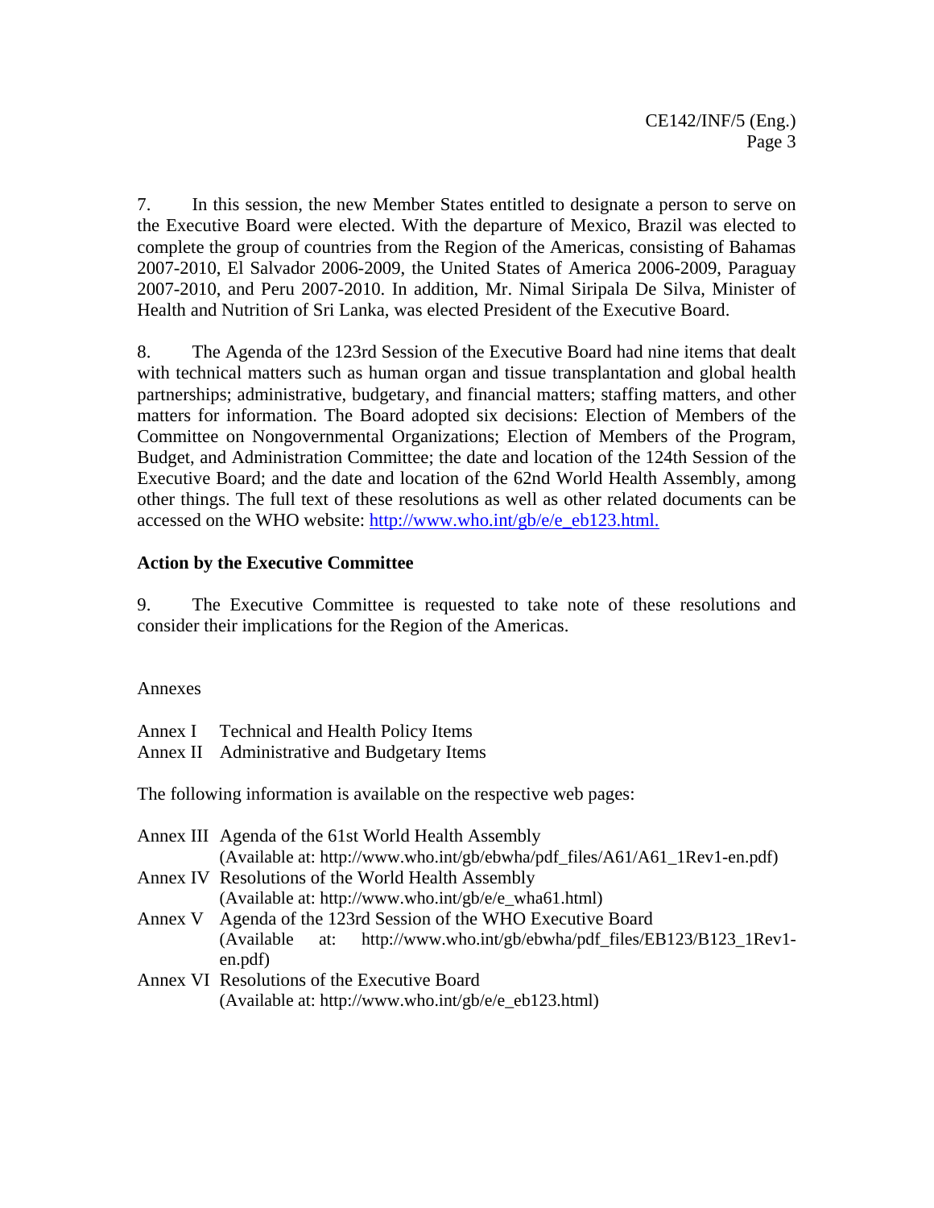7. In this session, the new Member States entitled to designate a person to serve on the Executive Board were elected. With the departure of Mexico, Brazil was elected to complete the group of countries from the Region of the Americas, consisting of Bahamas 2007-2010, El Salvador 2006-2009, the United States of America 2006-2009, Paraguay 2007-2010, and Peru 2007-2010. In addition, Mr. Nimal Siripala De Silva, Minister of Health and Nutrition of Sri Lanka, was elected President of the Executive Board.

8. The Agenda of the 123rd Session of the Executive Board had nine items that dealt with technical matters such as human organ and tissue transplantation and global health partnerships; administrative, budgetary, and financial matters; staffing matters, and other matters for information. The Board adopted six decisions: Election of Members of the Committee on Nongovernmental Organizations; Election of Members of the Program, Budget, and Administration Committee; the date and location of the 124th Session of the Executive Board; and the date and location of the 62nd World Health Assembly, among other things. The full text of these resolutions as well as other related documents can be accessed on the WHO website: http://www.who.int/gb/e/e_eb123.html.

## Action by the Executive Committee

9. The Executive Committee is requested to take note of these resolutions and consider their implications for the Region of the Americas.

Annexes

Annex I Technical and Health Policy Items
Annex II Administrative and Budgetary Items

The following information is available on the respective web pages:

Annex III Agenda of the 61st World Health Assembly
(Available at: http://www.who.int/gb/ebwha/pdf_files/A61/A61_1Rev1-en.pdf)
Annex IV Resolutions of the World Health Assembly
(Available at: http://www.who.int/gb/e/e_wha61.html)
Annex V Agenda of the 123rd Session of the WHO Executive Board
(Available at: http://www.who.int/gb/ebwha/pdf_files/EB123/B123_1Rev1-en.pdf)
Annex VI Resolutions of the Executive Board
(Available at: http://www.who.int/gb/e/e_eb123.html)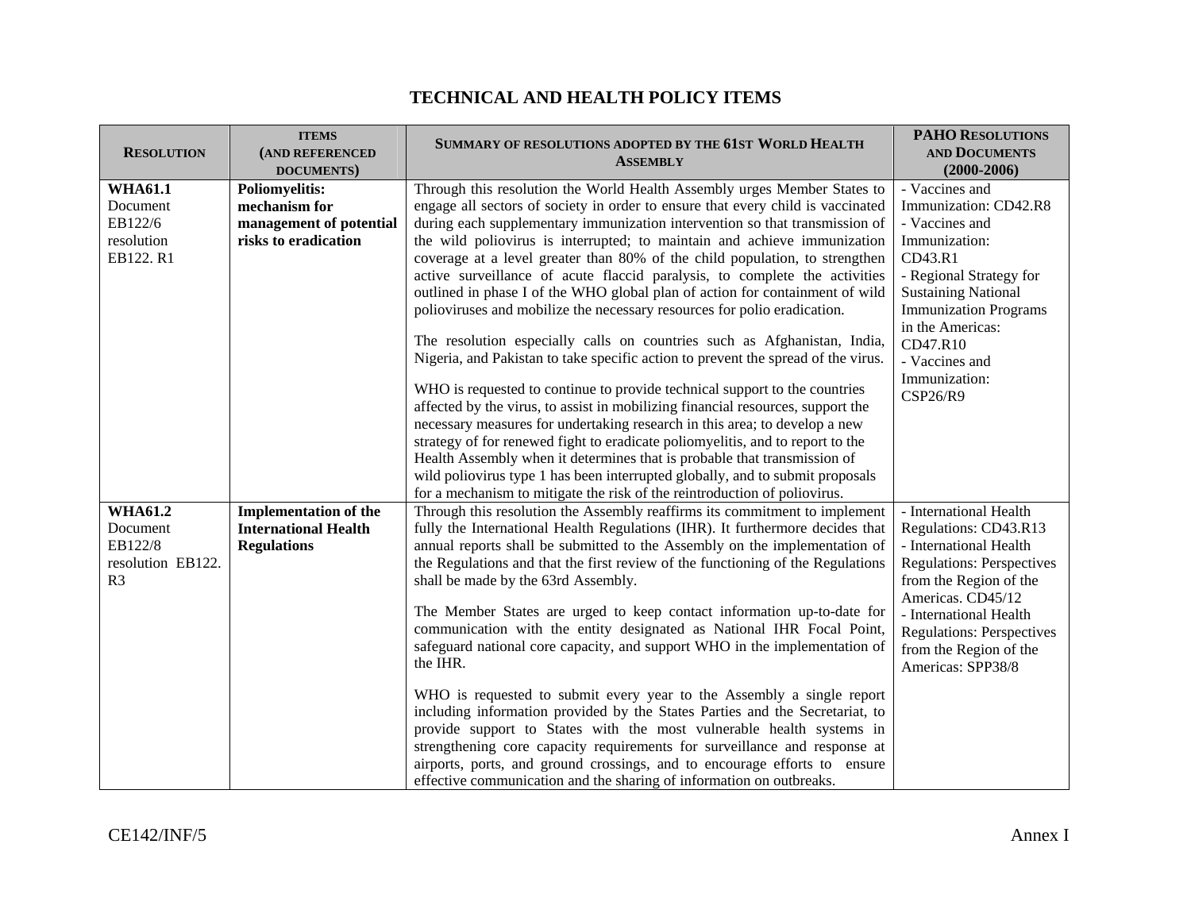# TECHNICAL AND HEALTH POLICY ITEMS

| RESOLUTION | ITEMS (AND REFERENCED DOCUMENTS) | SUMMARY OF RESOLUTIONS ADOPTED BY THE 61ST WORLD HEALTH ASSEMBLY | PAHO RESOLUTIONS AND DOCUMENTS (2000-2006) |
|---|---|---|---|
| **WHA61.1**<br>Document EB122/6<br>resolution EB122. R1 | **Poliomyelitis: mechanism for management of potential risks to eradication** | Through this resolution the World Health Assembly urges Member States to engage all sectors of society in order to ensure that every child is vaccinated during each supplementary immunization intervention so that transmission of the wild poliovirus is interrupted; to maintain and achieve immunization coverage at a level greater than 80% of the child population, to strengthen active surveillance of acute flaccid paralysis, to complete the activities outlined in phase I of the WHO global plan of action for containment of wild polioviruses and mobilize the necessary resources for polio eradication.<br><br>The resolution especially calls on countries such as Afghanistan, India, Nigeria, and Pakistan to take specific action to prevent the spread of the virus.<br><br>WHO is requested to continue to provide technical support to the countries affected by the virus, to assist in mobilizing financial resources, support the necessary measures for undertaking research in this area; to develop a new strategy of for renewed fight to eradicate poliomyelitis, and to report to the Health Assembly when it determines that is probable that transmission of wild poliovirus type 1 has been interrupted globally, and to submit proposals for a mechanism to mitigate the risk of the reintroduction of poliovirus. | - Vaccines and Immunization: CD42.R8<br>- Vaccines and Immunization: CD43.R1<br>- Regional Strategy for Sustaining National Immunization Programs in the Americas: CD47.R10<br>- Vaccines and Immunization: CSP26/R9 |
| **WHA61.2**<br>Document EB122/8<br>resolution EB122. R3 | **Implementation of the International Health Regulations** | Through this resolution the Assembly reaffirms its commitment to implement fully the International Health Regulations (IHR). It furthermore decides that annual reports shall be submitted to the Assembly on the implementation of the Regulations and that the first review of the functioning of the Regulations shall be made by the 63rd Assembly.<br><br>The Member States are urged to keep contact information up-to-date for communication with the entity designated as National IHR Focal Point, safeguard national core capacity, and support WHO in the implementation of the IHR.<br><br>WHO is requested to submit every year to the Assembly a single report including information provided by the States Parties and the Secretariat, to provide support to States with the most vulnerable health systems in strengthening core capacity requirements for surveillance and response at airports, ports, and ground crossings, and to encourage efforts to ensure effective communication and the sharing of information on outbreaks. | - International Health Regulations: CD43.R13<br>- International Health Regulations: Perspectives from the Region of the Americas. CD45/12<br>- International Health Regulations: Perspectives from the Region of the Americas: SPP38/8 |

CE142/INF/5 Annex I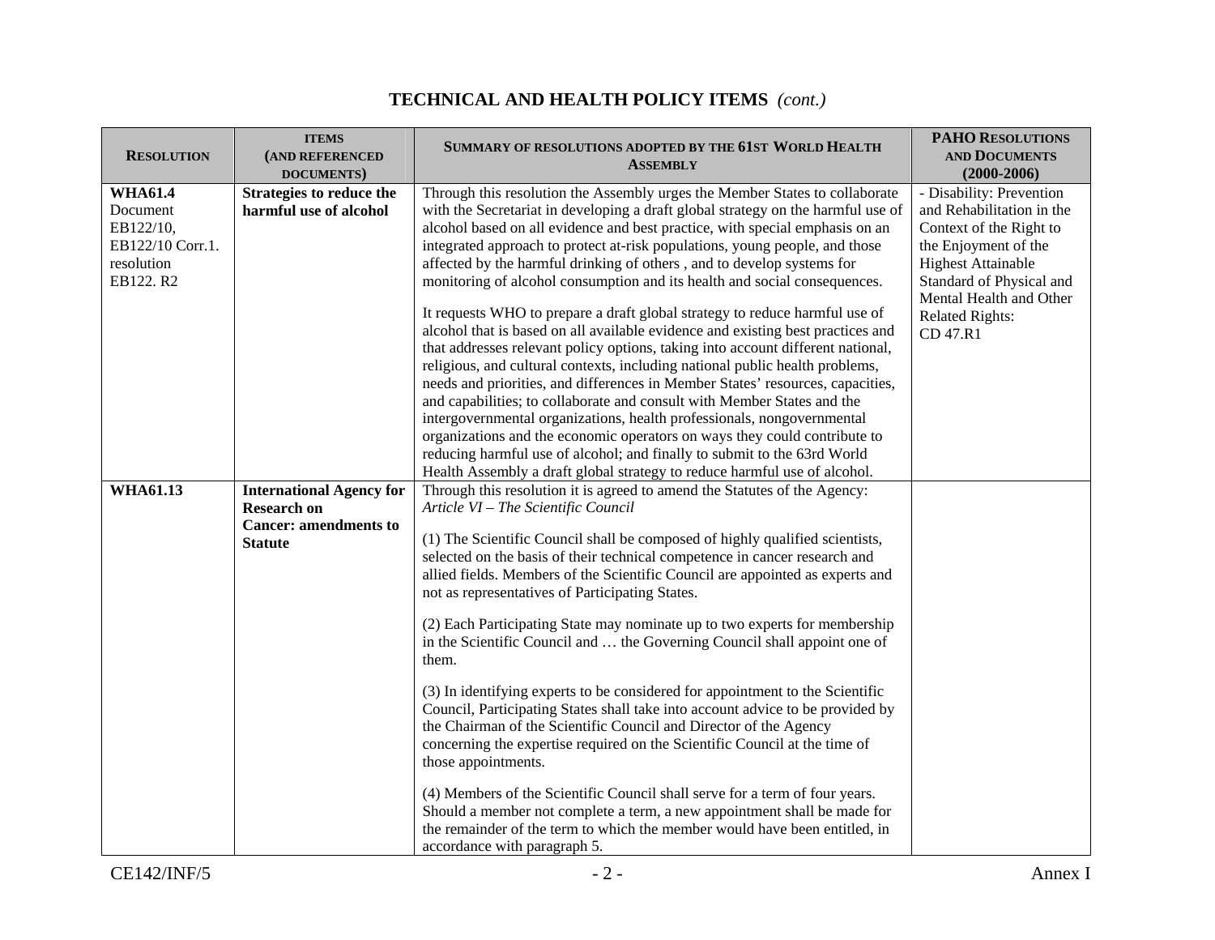## TECHNICAL AND HEALTH POLICY ITEMS *(cont.)*

| RESOLUTION | ITEMS (AND REFERENCED DOCUMENTS) | SUMMARY OF RESOLUTIONS ADOPTED BY THE 61ST WORLD HEALTH ASSEMBLY | PAHO RESOLUTIONS AND DOCUMENTS (2000-2006) |
|---|---|---|---|
| **WHA61.4** Document EB122/10, EB122/10 Corr.1. resolution EB122. R2 | **Strategies to reduce the harmful use of alcohol** | Through this resolution the Assembly urges the Member States to collaborate with the Secretariat in developing a draft global strategy on the harmful use of alcohol based on all evidence and best practice, with special emphasis on an integrated approach to protect at-risk populations, young people, and those affected by the harmful drinking of others , and to develop systems for monitoring of alcohol consumption and its health and social consequences.<br><br>It requests WHO to prepare a draft global strategy to reduce harmful use of alcohol that is based on all available evidence and existing best practices and that addresses relevant policy options, taking into account different national, religious, and cultural contexts, including national public health problems, needs and priorities, and differences in Member States' resources, capacities, and capabilities; to collaborate and consult with Member States and the intergovernmental organizations, health professionals, nongovernmental organizations and the economic operators on ways they could contribute to reducing harmful use of alcohol; and finally to submit to the 63rd World Health Assembly a draft global strategy to reduce harmful use of alcohol. | - Disability: Prevention and Rehabilitation in the Context of the Right to the Enjoyment of the Highest Attainable Standard of Physical and Mental Health and Other Related Rights: CD 47.R1 |
| **WHA61.13** | **International Agency for Research on Cancer: amendments to Statute** | Through this resolution it is agreed to amend the Statutes of the Agency:<br>*Article VI – The Scientific Council*<br><br>(1) The Scientific Council shall be composed of highly qualified scientists, selected on the basis of their technical competence in cancer research and allied fields. Members of the Scientific Council are appointed as experts and not as representatives of Participating States.<br><br>(2) Each Participating State may nominate up to two experts for membership in the Scientific Council and … the Governing Council shall appoint one of them.<br><br>(3) In identifying experts to be considered for appointment to the Scientific Council, Participating States shall take into account advice to be provided by the Chairman of the Scientific Council and Director of the Agency concerning the expertise required on the Scientific Council at the time of those appointments.<br><br>(4) Members of the Scientific Council shall serve for a term of four years. Should a member not complete a term, a new appointment shall be made for the remainder of the term to which the member would have been entitled, in accordance with paragraph 5. | |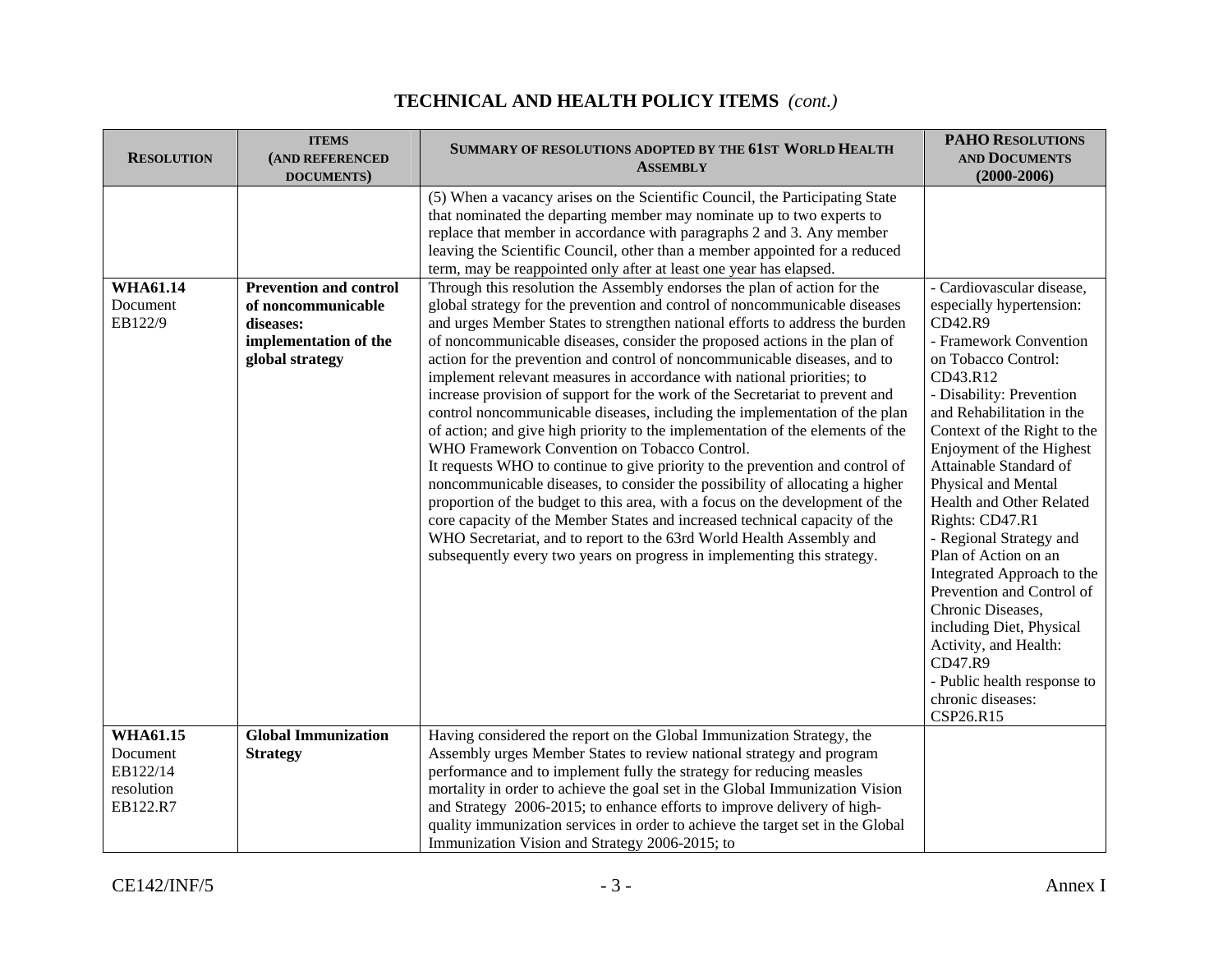## TECHNICAL AND HEALTH POLICY ITEMS *(cont.)*

| RESOLUTION | ITEMS (AND REFERENCED DOCUMENTS) | SUMMARY OF RESOLUTIONS ADOPTED BY THE 61ST WORLD HEALTH ASSEMBLY | PAHO RESOLUTIONS AND DOCUMENTS (2000-2006) |
|---|---|---|---|
| | | (5) When a vacancy arises on the Scientific Council, the Participating State that nominated the departing member may nominate up to two experts to replace that member in accordance with paragraphs 2 and 3. Any member leaving the Scientific Council, other than a member appointed for a reduced term, may be reappointed only after at least one year has elapsed. | |
| **WHA61.14** Document EB122/9 | **Prevention and control of noncommunicable diseases: implementation of the global strategy** | Through this resolution the Assembly endorses the plan of action for the global strategy for the prevention and control of noncommunicable diseases and urges Member States to strengthen national efforts to address the burden of noncommunicable diseases, consider the proposed actions in the plan of action for the prevention and control of noncommunicable diseases, and to implement relevant measures in accordance with national priorities; to increase provision of support for the work of the Secretariat to prevent and control noncommunicable diseases, including the implementation of the plan of action; and give high priority to the implementation of the elements of the WHO Framework Convention on Tobacco Control.<br>It requests WHO to continue to give priority to the prevention and control of noncommunicable diseases, to consider the possibility of allocating a higher proportion of the budget to this area, with a focus on the development of the core capacity of the Member States and increased technical capacity of the WHO Secretariat, and to report to the 63rd World Health Assembly and subsequently every two years on progress in implementing this strategy. | - Cardiovascular disease, especially hypertension: CD42.R9<br>- Framework Convention on Tobacco Control: CD43.R12<br>- Disability: Prevention and Rehabilitation in the Context of the Right to the Enjoyment of the Highest Attainable Standard of Physical and Mental Health and Other Related Rights: CD47.R1<br>- Regional Strategy and Plan of Action on an Integrated Approach to the Prevention and Control of Chronic Diseases, including Diet, Physical Activity, and Health: CD47.R9<br>- Public health response to chronic diseases: CSP26.R15 |
| **WHA61.15** Document EB122/14 resolution EB122.R7 | **Global Immunization Strategy** | Having considered the report on the Global Immunization Strategy, the Assembly urges Member States to review national strategy and program performance and to implement fully the strategy for reducing measles mortality in order to achieve the goal set in the Global Immunization Vision and Strategy 2006-2015; to enhance efforts to improve delivery of high-quality immunization services in order to achieve the target set in the Global Immunization Vision and Strategy 2006-2015; to | |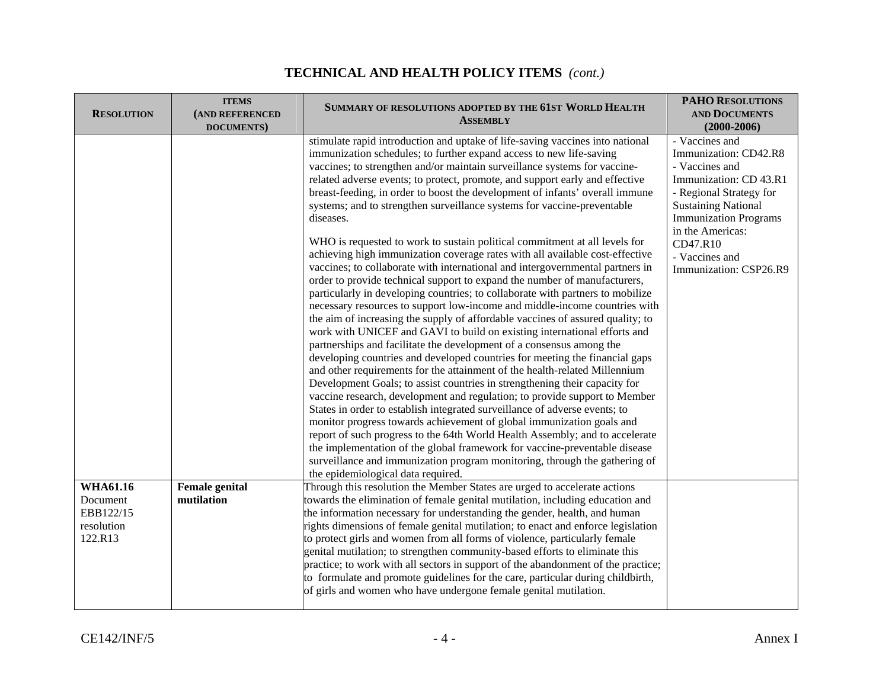## TECHNICAL AND HEALTH POLICY ITEMS *(cont.)*

| RESOLUTION | ITEMS (AND REFERENCED DOCUMENTS) | SUMMARY OF RESOLUTIONS ADOPTED BY THE 61ST WORLD HEALTH ASSEMBLY | PAHO RESOLUTIONS AND DOCUMENTS (2000-2006) |
|---|---|---|---|
| | | stimulate rapid introduction and uptake of life-saving vaccines into national immunization schedules; to further expand access to new life-saving vaccines; to strengthen and/or maintain surveillance systems for vaccine-related adverse events; to protect, promote, and support early and effective breast-feeding, in order to boost the development of infants' overall immune systems; and to strengthen surveillance systems for vaccine-preventable diseases.<br><br>WHO is requested to work to sustain political commitment at all levels for achieving high immunization coverage rates with all available cost-effective vaccines; to collaborate with international and intergovernmental partners in order to provide technical support to expand the number of manufacturers, particularly in developing countries; to collaborate with partners to mobilize necessary resources to support low-income and middle-income countries with the aim of increasing the supply of affordable vaccines of assured quality; to work with UNICEF and GAVI to build on existing international efforts and partnerships and facilitate the development of a consensus among the developing countries and developed countries for meeting the financial gaps and other requirements for the attainment of the health-related Millennium Development Goals; to assist countries in strengthening their capacity for vaccine research, development and regulation; to provide support to Member States in order to establish integrated surveillance of adverse events; to monitor progress towards achievement of global immunization goals and report of such progress to the 64th World Health Assembly; and to accelerate the implementation of the global framework for vaccine-preventable disease surveillance and immunization program monitoring, through the gathering of the epidemiological data required. | - Vaccines and Immunization: CD42.R8<br>- Vaccines and Immunization: CD 43.R1<br>- Regional Strategy for Sustaining National Immunization Programs in the Americas: CD47.R10<br>- Vaccines and Immunization: CSP26.R9 |
| **WHA61.16**<br>Document EBB122/15 resolution 122.R13 | **Female genital mutilation** | Through this resolution the Member States are urged to accelerate actions towards the elimination of female genital mutilation, including education and the information necessary for understanding the gender, health, and human rights dimensions of female genital mutilation; to enact and enforce legislation to protect girls and women from all forms of violence, particularly female genital mutilation; to strengthen community-based efforts to eliminate this practice; to work with all sectors in support of the abandonment of the practice; to formulate and promote guidelines for the care, particular during childbirth, of girls and women who have undergone female genital mutilation. | |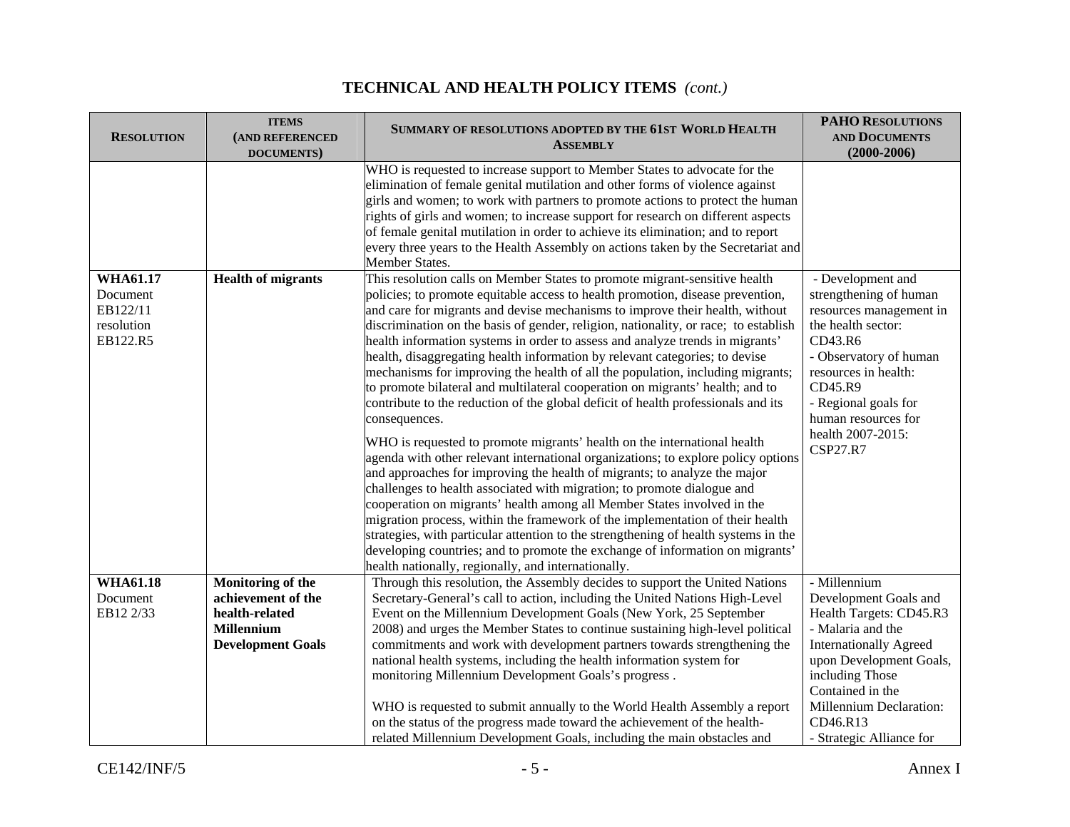## TECHNICAL AND HEALTH POLICY ITEMS *(cont.)*

| RESOLUTION | ITEMS (AND REFERENCED DOCUMENTS) | SUMMARY OF RESOLUTIONS ADOPTED BY THE 61ST WORLD HEALTH ASSEMBLY | PAHO RESOLUTIONS AND DOCUMENTS (2000-2006) |
|---|---|---|---|
| | | WHO is requested to increase support to Member States to advocate for the elimination of female genital mutilation and other forms of violence against girls and women; to work with partners to promote actions to protect the human rights of girls and women; to increase support for research on different aspects of female genital mutilation in order to achieve its elimination; and to report every three years to the Health Assembly on actions taken by the Secretariat and Member States. | |
| **WHA61.17** Document EB122/11 resolution EB122.R5 | **Health of migrants** | This resolution calls on Member States to promote migrant-sensitive health policies; to promote equitable access to health promotion, disease prevention, and care for migrants and devise mechanisms to improve their health, without discrimination on the basis of gender, religion, nationality, or race; to establish health information systems in order to assess and analyze trends in migrants' health, disaggregating health information by relevant categories; to devise mechanisms for improving the health of all the population, including migrants; to promote bilateral and multilateral cooperation on migrants' health; and to contribute to the reduction of the global deficit of health professionals and its consequences.<br><br>WHO is requested to promote migrants' health on the international health agenda with other relevant international organizations; to explore policy options and approaches for improving the health of migrants; to analyze the major challenges to health associated with migration; to promote dialogue and cooperation on migrants' health among all Member States involved in the migration process, within the framework of the implementation of their health strategies, with particular attention to the strengthening of health systems in the developing countries; and to promote the exchange of information on migrants' health nationally, regionally, and internationally. | - Development and strengthening of human resources management in the health sector: CD43.R6<br>- Observatory of human resources in health: CD45.R9<br>- Regional goals for human resources for health 2007-2015: CSP27.R7 |
| **WHA61.18** Document EB12 2/33 | **Monitoring of the achievement of the health-related Millennium Development Goals** | Through this resolution, the Assembly decides to support the United Nations Secretary-General's call to action, including the United Nations High-Level Event on the Millennium Development Goals (New York, 25 September 2008) and urges the Member States to continue sustaining high-level political commitments and work with development partners towards strengthening the national health systems, including the health information system for monitoring Millennium Development Goals's progress .<br><br>WHO is requested to submit annually to the World Health Assembly a report on the status of the progress made toward the achievement of the health-related Millennium Development Goals, including the main obstacles and | - Millennium Development Goals and Health Targets: CD45.R3<br>- Malaria and the Internationally Agreed upon Development Goals, including Those Contained in the Millennium Declaration: CD46.R13<br>- Strategic Alliance for |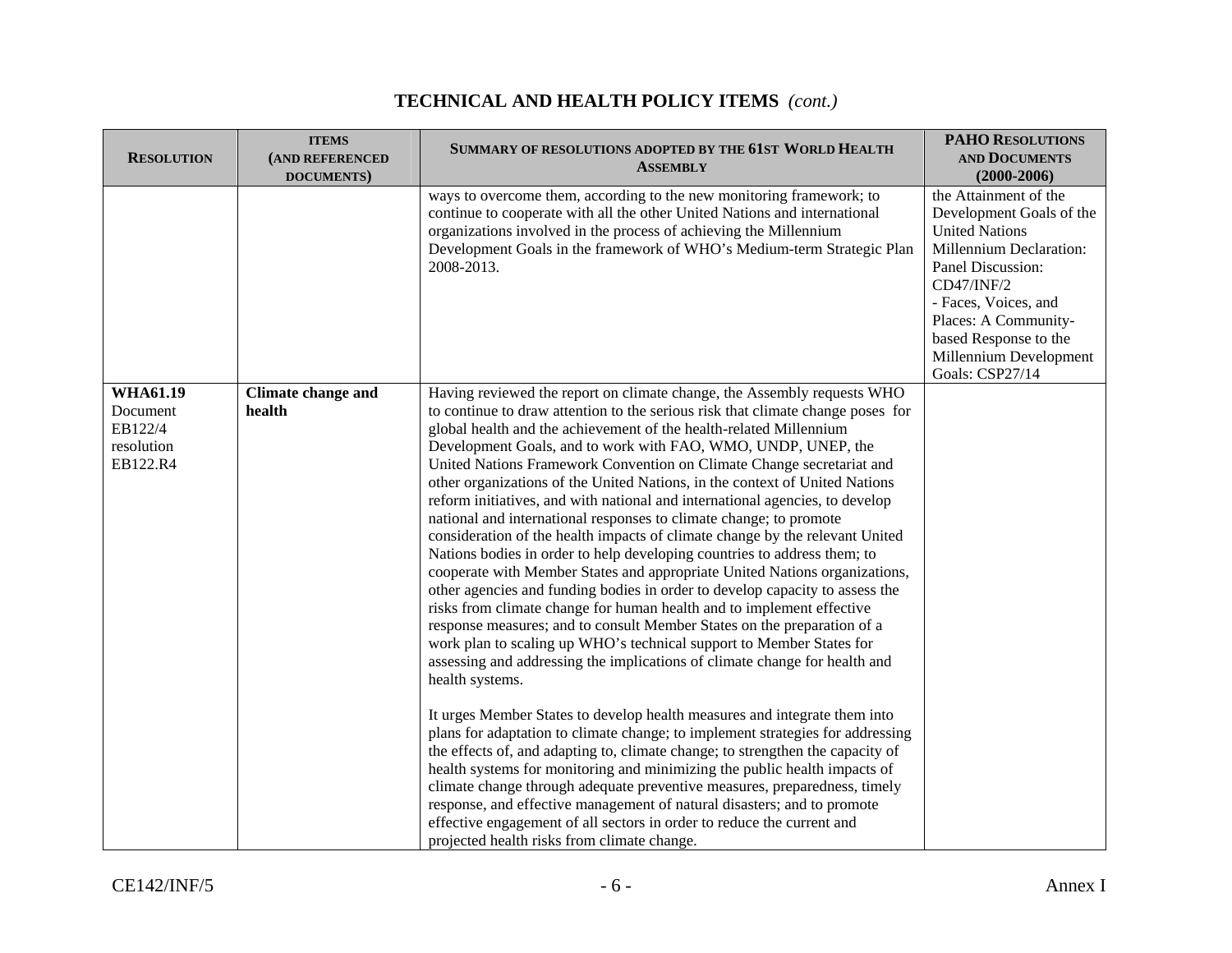## TECHNICAL AND HEALTH POLICY ITEMS *(cont.)*

| RESOLUTION | ITEMS (AND REFERENCED DOCUMENTS) | SUMMARY OF RESOLUTIONS ADOPTED BY THE 61ST WORLD HEALTH ASSEMBLY | PAHO RESOLUTIONS AND DOCUMENTS (2000-2006) |
|---|---|---|---|
| | | ways to overcome them, according to the new monitoring framework; to continue to cooperate with all the other United Nations and international organizations involved in the process of achieving the Millennium Development Goals in the framework of WHO's Medium-term Strategic Plan 2008-2013. | the Attainment of the Development Goals of the United Nations Millennium Declaration: Panel Discussion: CD47/INF/2<br>- Faces, Voices, and Places: A Community-based Response to the Millennium Development Goals: CSP27/14 |
| **WHA61.19**<br>Document EB122/4 resolution EB122.R4 | **Climate change and health** | Having reviewed the report on climate change, the Assembly requests WHO to continue to draw attention to the serious risk that climate change poses for global health and the achievement of the health-related Millennium Development Goals, and to work with FAO, WMO, UNDP, UNEP, the United Nations Framework Convention on Climate Change secretariat and other organizations of the United Nations, in the context of United Nations reform initiatives, and with national and international agencies, to develop national and international responses to climate change; to promote consideration of the health impacts of climate change by the relevant United Nations bodies in order to help developing countries to address them; to cooperate with Member States and appropriate United Nations organizations, other agencies and funding bodies in order to develop capacity to assess the risks from climate change for human health and to implement effective response measures; and to consult Member States on the preparation of a work plan to scaling up WHO's technical support to Member States for assessing and addressing the implications of climate change for health and health systems.<br><br>It urges Member States to develop health measures and integrate them into plans for adaptation to climate change; to implement strategies for addressing the effects of, and adapting to, climate change; to strengthen the capacity of health systems for monitoring and minimizing the public health impacts of climate change through adequate preventive measures, preparedness, timely response, and effective management of natural disasters; and to promote effective engagement of all sectors in order to reduce the current and projected health risks from climate change. | |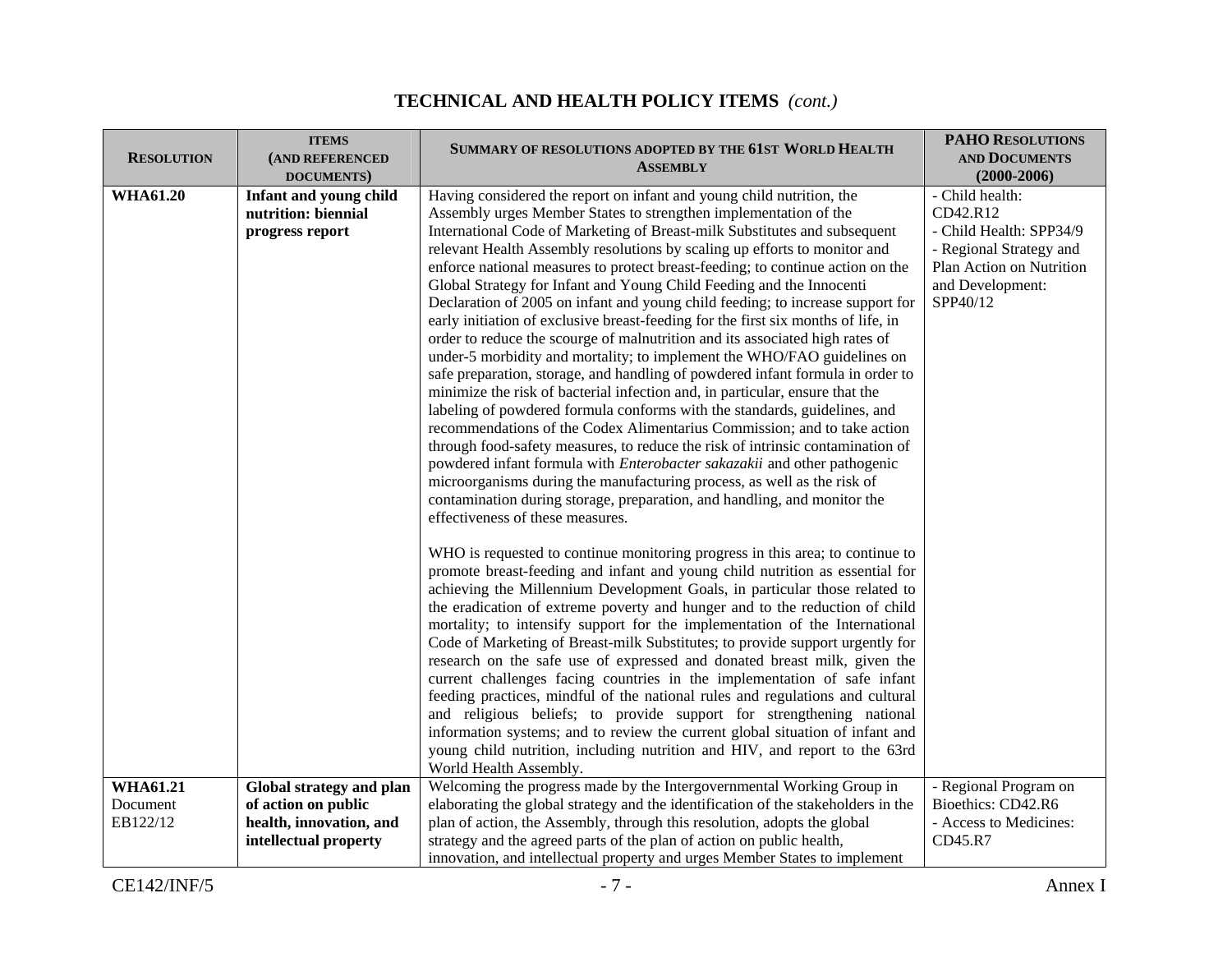## TECHNICAL AND HEALTH POLICY ITEMS *(cont.)*

| RESOLUTION | ITEMS (AND REFERENCED DOCUMENTS) | SUMMARY OF RESOLUTIONS ADOPTED BY THE 61ST WORLD HEALTH ASSEMBLY | PAHO RESOLUTIONS AND DOCUMENTS (2000-2006) |
|---|---|---|---|
| **WHA61.20** | **Infant and young child nutrition: biennial progress report** | Having considered the report on infant and young child nutrition, the Assembly urges Member States to strengthen implementation of the International Code of Marketing of Breast-milk Substitutes and subsequent relevant Health Assembly resolutions by scaling up efforts to monitor and enforce national measures to protect breast-feeding; to continue action on the Global Strategy for Infant and Young Child Feeding and the Innocenti Declaration of 2005 on infant and young child feeding; to increase support for early initiation of exclusive breast-feeding for the first six months of life, in order to reduce the scourge of malnutrition and its associated high rates of under-5 morbidity and mortality; to implement the WHO/FAO guidelines on safe preparation, storage, and handling of powdered infant formula in order to minimize the risk of bacterial infection and, in particular, ensure that the labeling of powdered formula conforms with the standards, guidelines, and recommendations of the Codex Alimentarius Commission; and to take action through food-safety measures, to reduce the risk of intrinsic contamination of powdered infant formula with *Enterobacter sakazakii* and other pathogenic microorganisms during the manufacturing process, as well as the risk of contamination during storage, preparation, and handling, and monitor the effectiveness of these measures.<br><br>WHO is requested to continue monitoring progress in this area; to continue to promote breast-feeding and infant and young child nutrition as essential for achieving the Millennium Development Goals, in particular those related to the eradication of extreme poverty and hunger and to the reduction of child mortality; to intensify support for the implementation of the International Code of Marketing of Breast-milk Substitutes; to provide support urgently for research on the safe use of expressed and donated breast milk, given the current challenges facing countries in the implementation of safe infant feeding practices, mindful of the national rules and regulations and cultural and religious beliefs; to provide support for strengthening national information systems; and to review the current global situation of infant and young child nutrition, including nutrition and HIV, and report to the 63rd World Health Assembly. | - Child health: CD42.R12<br>- Child Health: SPP34/9<br>- Regional Strategy and Plan Action on Nutrition and Development: SPP40/12 |
| **WHA61.21**<br>Document EB122/12 | **Global strategy and plan of action on public health, innovation, and intellectual property** | Welcoming the progress made by the Intergovernmental Working Group in elaborating the global strategy and the identification of the stakeholders in the plan of action, the Assembly, through this resolution, adopts the global strategy and the agreed parts of the plan of action on public health, innovation, and intellectual property and urges Member States to implement | - Regional Program on Bioethics: CD42.R6<br>- Access to Medicines: CD45.R7 |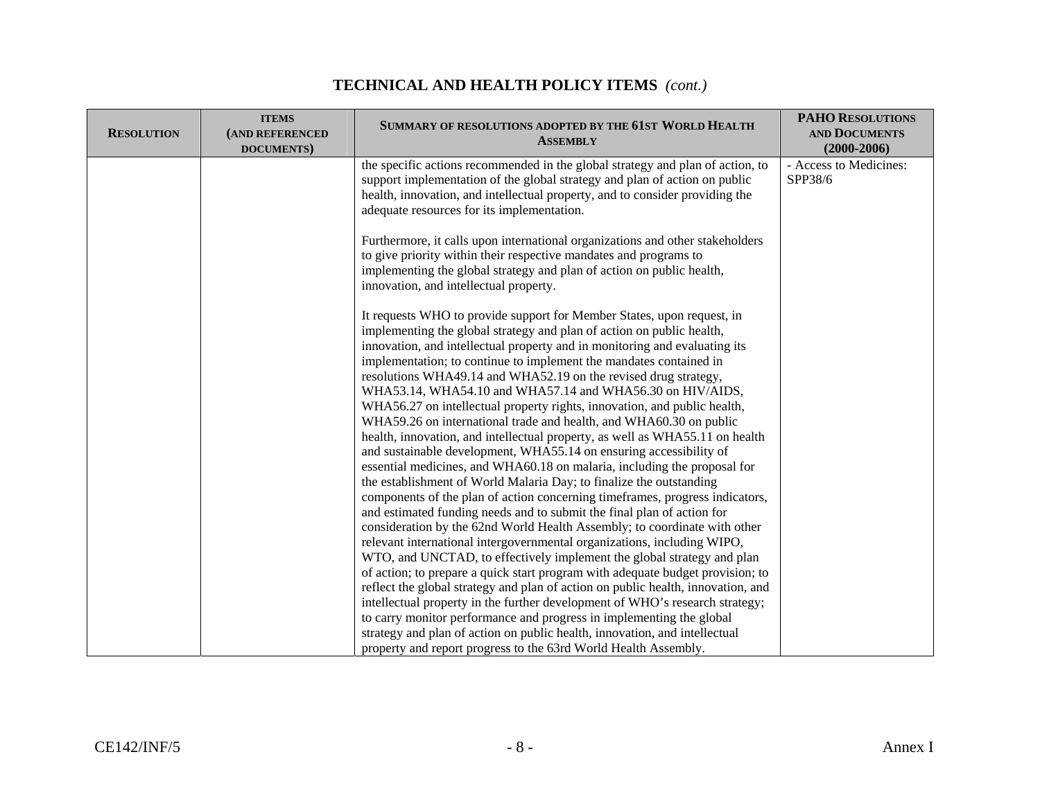## TECHNICAL AND HEALTH POLICY ITEMS *(cont.)*

| RESOLUTION | ITEMS (AND REFERENCED DOCUMENTS) | SUMMARY OF RESOLUTIONS ADOPTED BY THE 61ST WORLD HEALTH ASSEMBLY | PAHO RESOLUTIONS AND DOCUMENTS (2000-2006) |
|---|---|---|---|
| | | the specific actions recommended in the global strategy and plan of action, to support implementation of the global strategy and plan of action on public health, innovation, and intellectual property, and to consider providing the adequate resources for its implementation.<br><br>Furthermore, it calls upon international organizations and other stakeholders to give priority within their respective mandates and programs to implementing the global strategy and plan of action on public health, innovation, and intellectual property.<br><br>It requests WHO to provide support for Member States, upon request, in implementing the global strategy and plan of action on public health, innovation, and intellectual property and in monitoring and evaluating its implementation; to continue to implement the mandates contained in resolutions WHA49.14 and WHA52.19 on the revised drug strategy, WHA53.14, WHA54.10 and WHA57.14 and WHA56.30 on HIV/AIDS, WHA56.27 on intellectual property rights, innovation, and public health, WHA59.26 on international trade and health, and WHA60.30 on public health, innovation, and intellectual property, as well as WHA55.11 on health and sustainable development, WHA55.14 on ensuring accessibility of essential medicines, and WHA60.18 on malaria, including the proposal for the establishment of World Malaria Day; to finalize the outstanding components of the plan of action concerning timeframes, progress indicators, and estimated funding needs and to submit the final plan of action for consideration by the 62nd World Health Assembly; to coordinate with other relevant international intergovernmental organizations, including WIPO, WTO, and UNCTAD, to effectively implement the global strategy and plan of action; to prepare a quick start program with adequate budget provision; to reflect the global strategy and plan of action on public health, innovation, and intellectual property in the further development of WHO's research strategy; to carry monitor performance and progress in implementing the global strategy and plan of action on public health, innovation, and intellectual property and report progress to the 63rd World Health Assembly. | - Access to Medicines: SPP38/6 |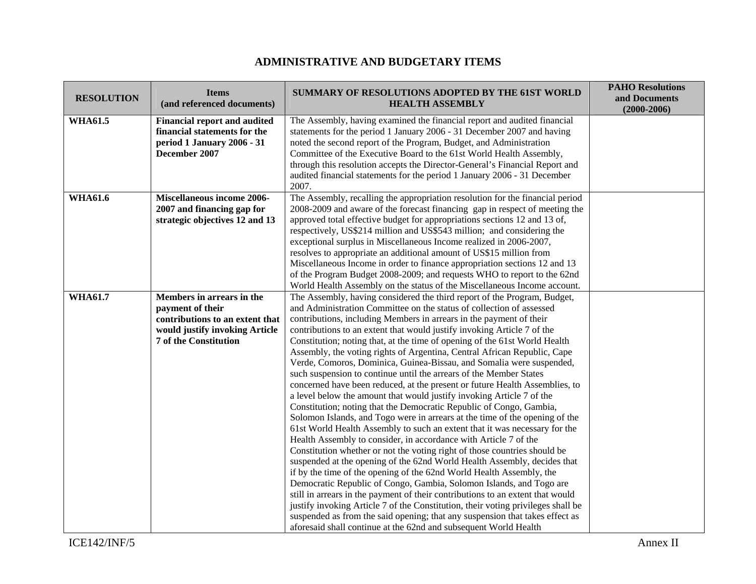## ADMINISTRATIVE AND BUDGETARY ITEMS

| RESOLUTION | Items (and referenced documents) | SUMMARY OF RESOLUTIONS ADOPTED BY THE 61ST WORLD HEALTH ASSEMBLY | PAHO Resolutions and Documents (2000-2006) |
|---|---|---|---|
| **WHA61.5** | **Financial report and audited financial statements for the period 1 January 2006 - 31 December 2007** | The Assembly, having examined the financial report and audited financial statements for the period 1 January 2006 - 31 December 2007 and having noted the second report of the Program, Budget, and Administration Committee of the Executive Board to the 61st World Health Assembly, through this resolution accepts the Director-General's Financial Report and audited financial statements for the period 1 January 2006 - 31 December 2007. | |
| **WHA61.6** | **Miscellaneous income 2006-2007 and financing gap for strategic objectives 12 and 13** | The Assembly, recalling the appropriation resolution for the financial period 2008-2009 and aware of the forecast financing gap in respect of meeting the approved total effective budget for appropriations sections 12 and 13 of, respectively, US$214 million and US$543 million; and considering the exceptional surplus in Miscellaneous Income realized in 2006-2007, resolves to appropriate an additional amount of US$15 million from Miscellaneous Income in order to finance appropriation sections 12 and 13 of the Program Budget 2008-2009; and requests WHO to report to the 62nd World Health Assembly on the status of the Miscellaneous Income account. | |
| **WHA61.7** | **Members in arrears in the payment of their contributions to an extent that would justify invoking Article 7 of the Constitution** | The Assembly, having considered the third report of the Program, Budget, and Administration Committee on the status of collection of assessed contributions, including Members in arrears in the payment of their contributions to an extent that would justify invoking Article 7 of the Constitution; noting that, at the time of opening of the 61st World Health Assembly, the voting rights of Argentina, Central African Republic, Cape Verde, Comoros, Dominica, Guinea-Bissau, and Somalia were suspended, such suspension to continue until the arrears of the Member States concerned have been reduced, at the present or future Health Assemblies, to a level below the amount that would justify invoking Article 7 of the Constitution; noting that the Democratic Republic of Congo, Gambia, Solomon Islands, and Togo were in arrears at the time of the opening of the 61st World Health Assembly to such an extent that it was necessary for the Health Assembly to consider, in accordance with Article 7 of the Constitution whether or not the voting right of those countries should be suspended at the opening of the 62nd World Health Assembly, decides that if by the time of the opening of the 62nd World Health Assembly, the Democratic Republic of Congo, Gambia, Solomon Islands, and Togo are still in arrears in the payment of their contributions to an extent that would justify invoking Article 7 of the Constitution, their voting privileges shall be suspended as from the said opening; that any suspension that takes effect as aforesaid shall continue at the 62nd and subsequent World Health | |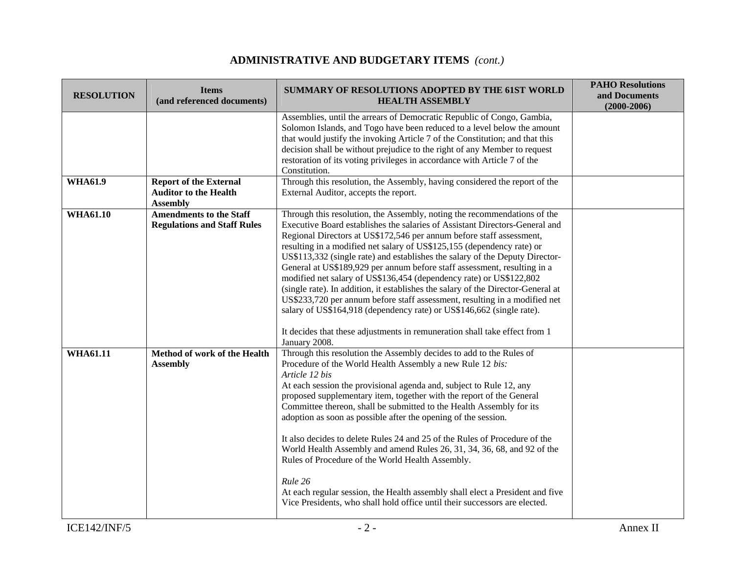## ADMINISTRATIVE AND BUDGETARY ITEMS *(cont.)*

| RESOLUTION | Items (and referenced documents) | SUMMARY OF RESOLUTIONS ADOPTED BY THE 61ST WORLD HEALTH ASSEMBLY | PAHO Resolutions and Documents (2000-2006) |
|---|---|---|---|
| | | Assemblies, until the arrears of Democratic Republic of Congo, Gambia, Solomon Islands, and Togo have been reduced to a level below the amount that would justify the invoking Article 7 of the Constitution; and that this decision shall be without prejudice to the right of any Member to request restoration of its voting privileges in accordance with Article 7 of the Constitution. | |
| **WHA61.9** | **Report of the External Auditor to the Health Assembly** | Through this resolution, the Assembly, having considered the report of the External Auditor, accepts the report. | |
| **WHA61.10** | **Amendments to the Staff Regulations and Staff Rules** | Through this resolution, the Assembly, noting the recommendations of the Executive Board establishes the salaries of Assistant Directors-General and Regional Directors at US$172,546 per annum before staff assessment, resulting in a modified net salary of US$125,155 (dependency rate) or US$113,332 (single rate) and establishes the salary of the Deputy Director-General at US$189,929 per annum before staff assessment, resulting in a modified net salary of US$136,454 (dependency rate) or US$122,802 (single rate). In addition, it establishes the salary of the Director-General at US$233,720 per annum before staff assessment, resulting in a modified net salary of US$164,918 (dependency rate) or US$146,662 (single rate).<br><br>It decides that these adjustments in remuneration shall take effect from 1 January 2008. | |
| **WHA61.11** | **Method of work of the Health Assembly** | Through this resolution the Assembly decides to add to the Rules of Procedure of the World Health Assembly a new Rule 12 *bis:*<br>*Article 12 bis*<br>At each session the provisional agenda and, subject to Rule 12, any proposed supplementary item, together with the report of the General Committee thereon, shall be submitted to the Health Assembly for its adoption as soon as possible after the opening of the session.<br><br>It also decides to delete Rules 24 and 25 of the Rules of Procedure of the World Health Assembly and amend Rules 26, 31, 34, 36, 68, and 92 of the Rules of Procedure of the World Health Assembly.<br><br>*Rule 26*<br>At each regular session, the Health assembly shall elect a President and five Vice Presidents, who shall hold office until their successors are elected. | |

ICE142/INF/5 - 2 - Annex II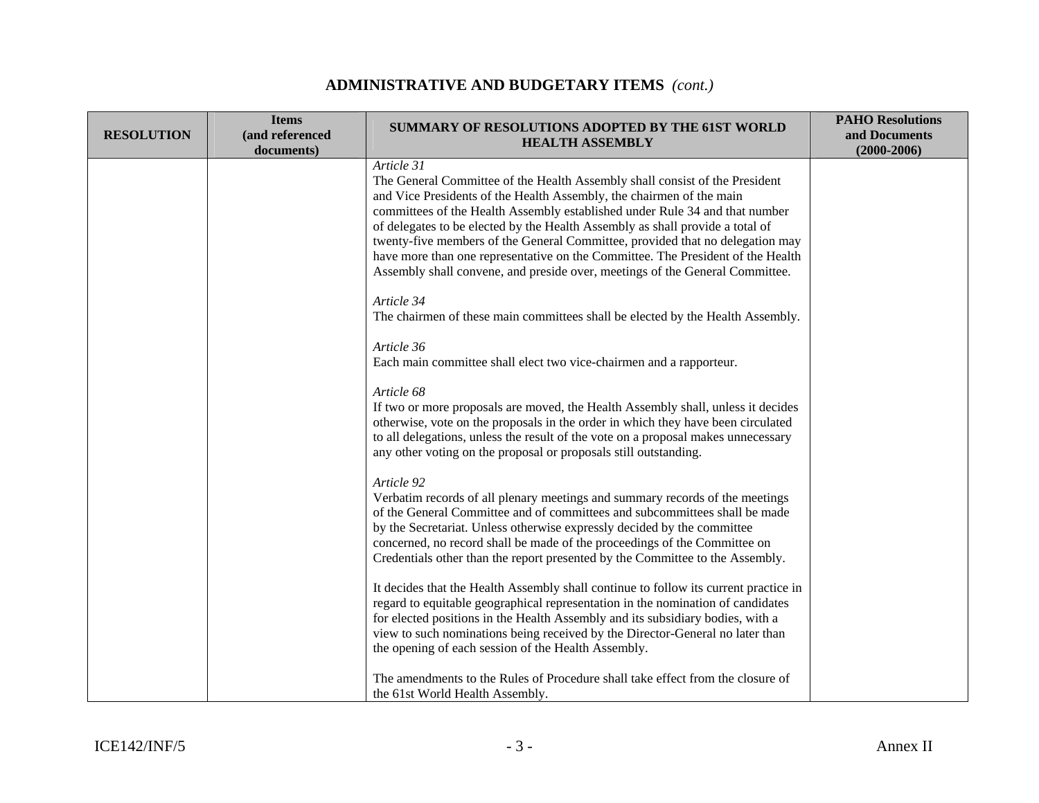## ADMINISTRATIVE AND BUDGETARY ITEMS *(cont.)*

| RESOLUTION | Items (and referenced documents) | SUMMARY OF RESOLUTIONS ADOPTED BY THE 61ST WORLD HEALTH ASSEMBLY | PAHO Resolutions and Documents (2000-2006) |
|---|---|---|---|
| | | *Article 31*<br>The General Committee of the Health Assembly shall consist of the President and Vice Presidents of the Health Assembly, the chairmen of the main committees of the Health Assembly established under Rule 34 and that number of delegates to be elected by the Health Assembly as shall provide a total of twenty-five members of the General Committee, provided that no delegation may have more than one representative on the Committee. The President of the Health Assembly shall convene, and preside over, meetings of the General Committee.<br><br>*Article 34*<br>The chairmen of these main committees shall be elected by the Health Assembly.<br><br>*Article 36*<br>Each main committee shall elect two vice-chairmen and a rapporteur.<br><br>*Article 68*<br>If two or more proposals are moved, the Health Assembly shall, unless it decides otherwise, vote on the proposals in the order in which they have been circulated to all delegations, unless the result of the vote on a proposal makes unnecessary any other voting on the proposal or proposals still outstanding.<br><br>*Article 92*<br>Verbatim records of all plenary meetings and summary records of the meetings of the General Committee and of committees and subcommittees shall be made by the Secretariat. Unless otherwise expressly decided by the committee concerned, no record shall be made of the proceedings of the Committee on Credentials other than the report presented by the Committee to the Assembly.<br><br>It decides that the Health Assembly shall continue to follow its current practice in regard to equitable geographical representation in the nomination of candidates for elected positions in the Health Assembly and its subsidiary bodies, with a view to such nominations being received by the Director-General no later than the opening of each session of the Health Assembly.<br><br>The amendments to the Rules of Procedure shall take effect from the closure of the 61st World Health Assembly. | |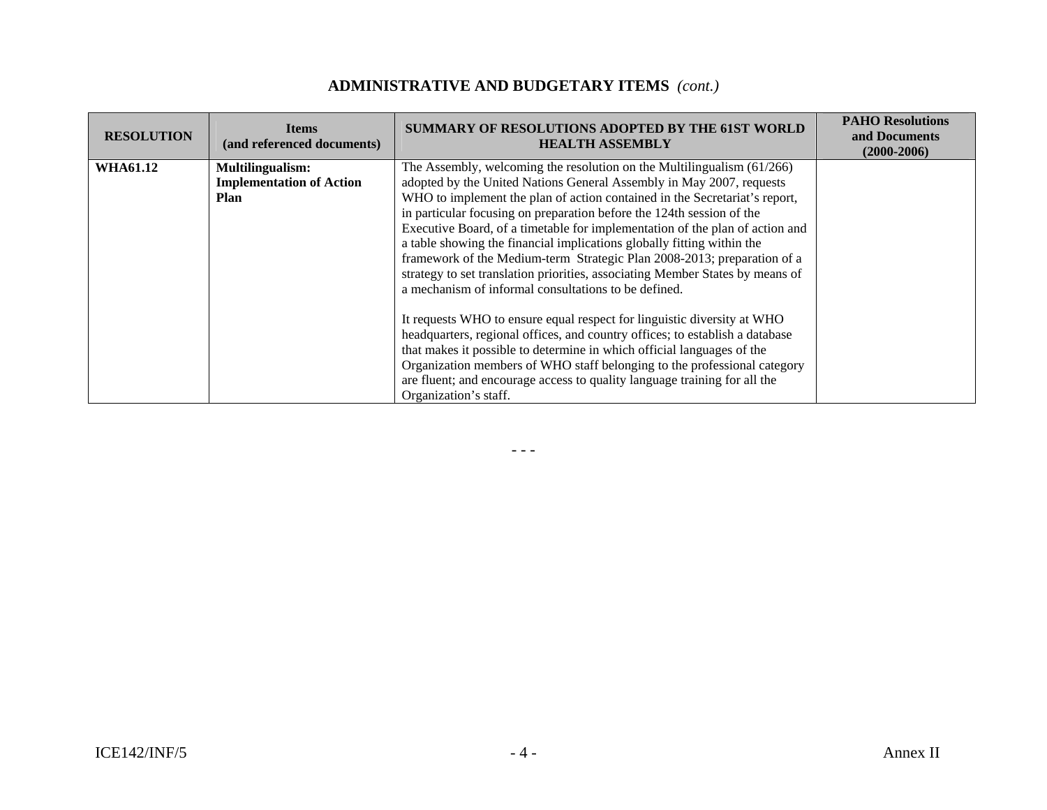## ADMINISTRATIVE AND BUDGETARY ITEMS *(cont.)*

| RESOLUTION | Items (and referenced documents) | SUMMARY OF RESOLUTIONS ADOPTED BY THE 61ST WORLD HEALTH ASSEMBLY | PAHO Resolutions and Documents (2000-2006) |
|---|---|---|---|
| **WHA61.12** | **Multilingualism: Implementation of Action Plan** | The Assembly, welcoming the resolution on the Multilingualism (61/266) adopted by the United Nations General Assembly in May 2007, requests WHO to implement the plan of action contained in the Secretariat's report, in particular focusing on preparation before the 124th session of the Executive Board, of a timetable for implementation of the plan of action and a table showing the financial implications globally fitting within the framework of the Medium-term Strategic Plan 2008-2013; preparation of a strategy to set translation priorities, associating Member States by means of a mechanism of informal consultations to be defined.<br><br>It requests WHO to ensure equal respect for linguistic diversity at WHO headquarters, regional offices, and country offices; to establish a database that makes it possible to determine in which official languages of the Organization members of WHO staff belonging to the professional category are fluent; and encourage access to quality language training for all the Organization's staff. | |

- - -